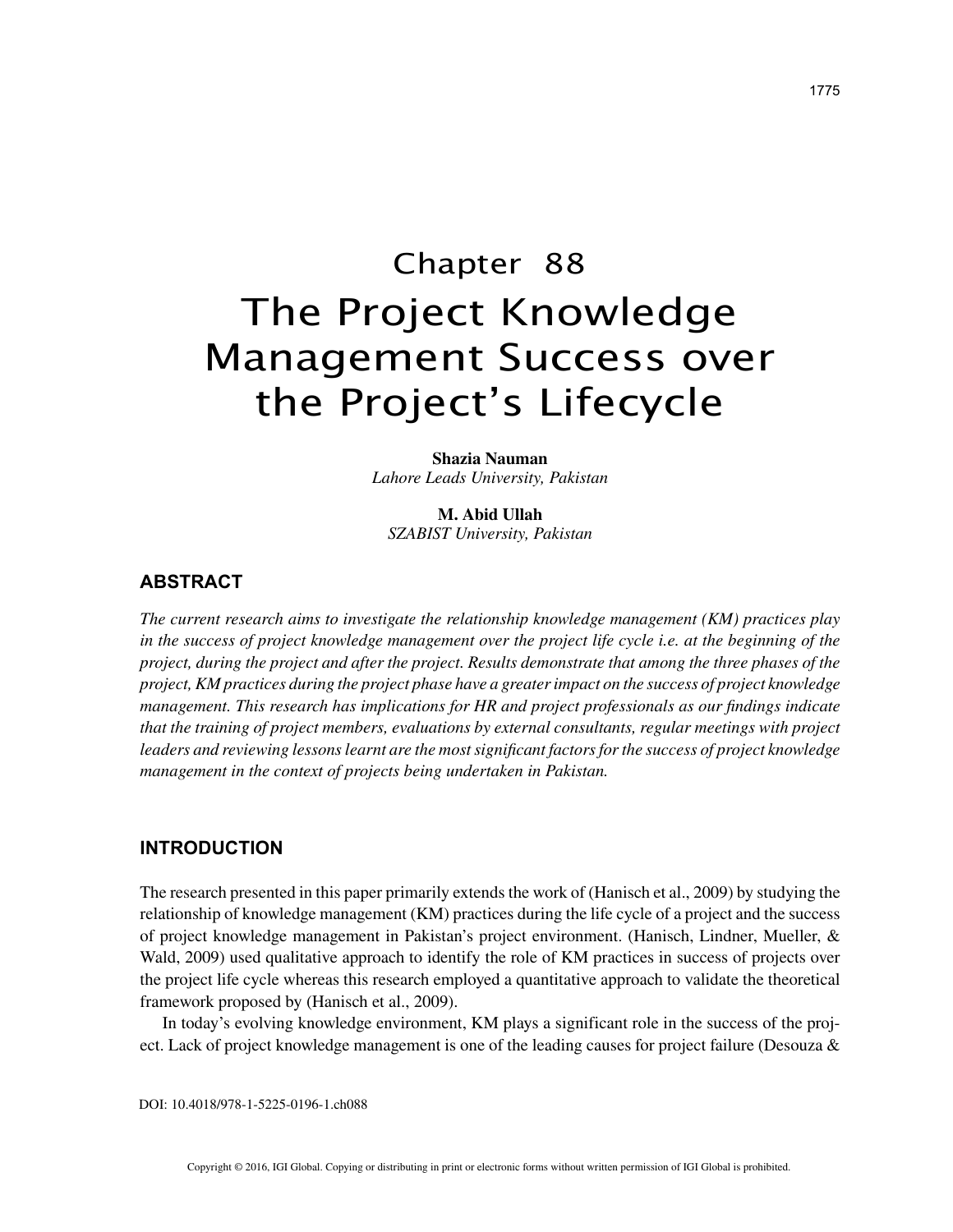# Chapter 88
# The Project Knowledge Management Success over the Project's Lifecycle

**Shazia Nauman**
*Lahore Leads University, Pakistan*

**M. Abid Ullah**
*SZABIST University, Pakistan*

## ABSTRACT

*The current research aims to investigate the relationship knowledge management (KM) practices play in the success of project knowledge management over the project life cycle i.e. at the beginning of the project, during the project and after the project. Results demonstrate that among the three phases of the project, KM practices during the project phase have a greater impact on the success of project knowledge management. This research has implications for HR and project professionals as our findings indicate that the training of project members, evaluations by external consultants, regular meetings with project leaders and reviewing lessons learnt are the most significant factors for the success of project knowledge management in the context of projects being undertaken in Pakistan.*

## INTRODUCTION

The research presented in this paper primarily extends the work of (Hanisch et al., 2009) by studying the relationship of knowledge management (KM) practices during the life cycle of a project and the success of project knowledge management in Pakistan's project environment. (Hanisch, Lindner, Mueller, & Wald, 2009) used qualitative approach to identify the role of KM practices in success of projects over the project life cycle whereas this research employed a quantitative approach to validate the theoretical framework proposed by (Hanisch et al., 2009).

In today's evolving knowledge environment, KM plays a significant role in the success of the project. Lack of project knowledge management is one of the leading causes for project failure (Desouza &

DOI: 10.4018/978-1-5225-0196-1.ch088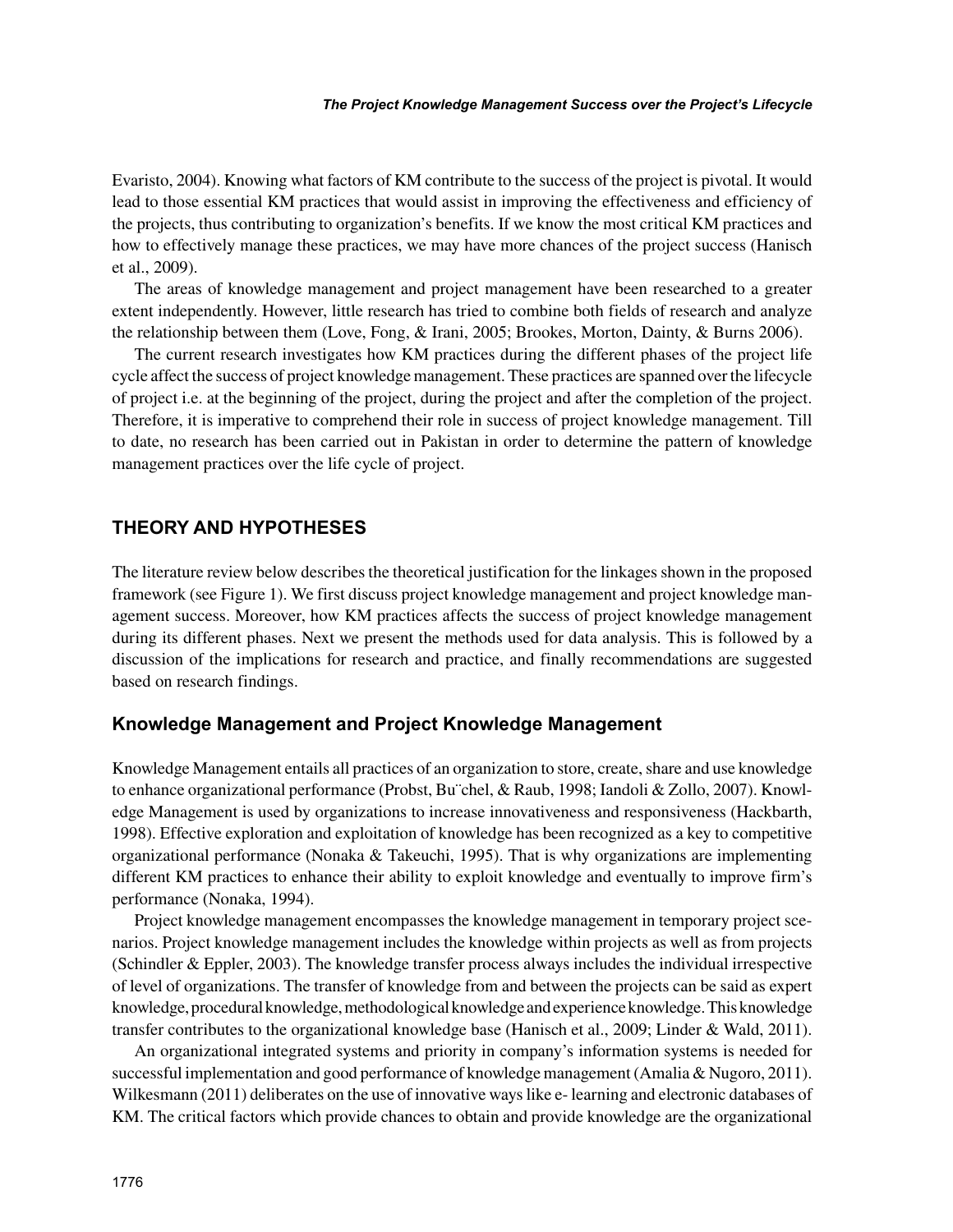Evaristo, 2004). Knowing what factors of KM contribute to the success of the project is pivotal. It would lead to those essential KM practices that would assist in improving the effectiveness and efficiency of the projects, thus contributing to organization's benefits. If we know the most critical KM practices and how to effectively manage these practices, we may have more chances of the project success (Hanisch et al., 2009).

The areas of knowledge management and project management have been researched to a greater extent independently. However, little research has tried to combine both fields of research and analyze the relationship between them (Love, Fong, & Irani, 2005; Brookes, Morton, Dainty, & Burns 2006).

The current research investigates how KM practices during the different phases of the project life cycle affect the success of project knowledge management. These practices are spanned over the lifecycle of project i.e. at the beginning of the project, during the project and after the completion of the project. Therefore, it is imperative to comprehend their role in success of project knowledge management. Till to date, no research has been carried out in Pakistan in order to determine the pattern of knowledge management practices over the life cycle of project.

## THEORY AND HYPOTHESES

The literature review below describes the theoretical justification for the linkages shown in the proposed framework (see Figure 1). We first discuss project knowledge management and project knowledge management success. Moreover, how KM practices affects the success of project knowledge management during its different phases. Next we present the methods used for data analysis. This is followed by a discussion of the implications for research and practice, and finally recommendations are suggested based on research findings.

### Knowledge Management and Project Knowledge Management

Knowledge Management entails all practices of an organization to store, create, share and use knowledge to enhance organizational performance (Probst, Bu¨chel, & Raub, 1998; Iandoli & Zollo, 2007). Knowledge Management is used by organizations to increase innovativeness and responsiveness (Hackbarth, 1998). Effective exploration and exploitation of knowledge has been recognized as a key to competitive organizational performance (Nonaka & Takeuchi, 1995). That is why organizations are implementing different KM practices to enhance their ability to exploit knowledge and eventually to improve firm's performance (Nonaka, 1994).

Project knowledge management encompasses the knowledge management in temporary project scenarios. Project knowledge management includes the knowledge within projects as well as from projects (Schindler & Eppler, 2003). The knowledge transfer process always includes the individual irrespective of level of organizations. The transfer of knowledge from and between the projects can be said as expert knowledge, procedural knowledge, methodological knowledge and experience knowledge. This knowledge transfer contributes to the organizational knowledge base (Hanisch et al., 2009; Linder & Wald, 2011).

An organizational integrated systems and priority in company's information systems is needed for successful implementation and good performance of knowledge management (Amalia & Nugoro, 2011). Wilkesmann (2011) deliberates on the use of innovative ways like e- learning and electronic databases of KM. The critical factors which provide chances to obtain and provide knowledge are the organizational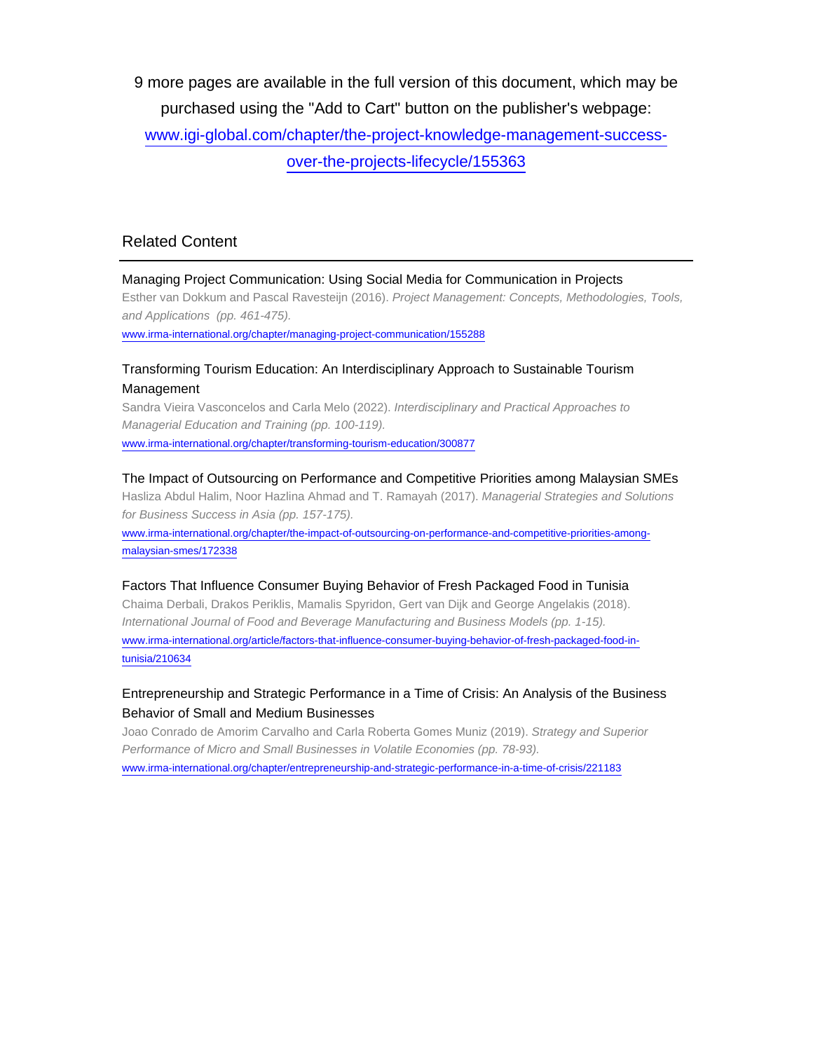9 more pages are available in the full version of this document, which may be purchased using the "Add to Cart" button on the publisher's webpage: www.igi-global.com/chapter/the-project-knowledge-management-success-over-the-projects-lifecycle/155363

## Related Content

Managing Project Communication: Using Social Media for Communication in Projects
Esther van Dokkum and Pascal Ravesteijn (2016). *Project Management: Concepts, Methodologies, Tools, and Applications (pp. 461-475).*
www.irma-international.org/chapter/managing-project-communication/155288

Transforming Tourism Education: An Interdisciplinary Approach to Sustainable Tourism Management
Sandra Vieira Vasconcelos and Carla Melo (2022). *Interdisciplinary and Practical Approaches to Managerial Education and Training (pp. 100-119).*
www.irma-international.org/chapter/transforming-tourism-education/300877

The Impact of Outsourcing on Performance and Competitive Priorities among Malaysian SMEs
Hasliza Abdul Halim, Noor Hazlina Ahmad and T. Ramayah (2017). *Managerial Strategies and Solutions for Business Success in Asia (pp. 157-175).*
www.irma-international.org/chapter/the-impact-of-outsourcing-on-performance-and-competitive-priorities-among-malaysian-smes/172338

Factors That Influence Consumer Buying Behavior of Fresh Packaged Food in Tunisia
Chaima Derbali, Drakos Periklis, Mamalis Spyridon, Gert van Dijk and George Angelakis (2018). *International Journal of Food and Beverage Manufacturing and Business Models (pp. 1-15).*
www.irma-international.org/article/factors-that-influence-consumer-buying-behavior-of-fresh-packaged-food-in-tunisia/210634

Entrepreneurship and Strategic Performance in a Time of Crisis: An Analysis of the Business Behavior of Small and Medium Businesses
Joao Conrado de Amorim Carvalho and Carla Roberta Gomes Muniz (2019). *Strategy and Superior Performance of Micro and Small Businesses in Volatile Economies (pp. 78-93).*
www.irma-international.org/chapter/entrepreneurship-and-strategic-performance-in-a-time-of-crisis/221183